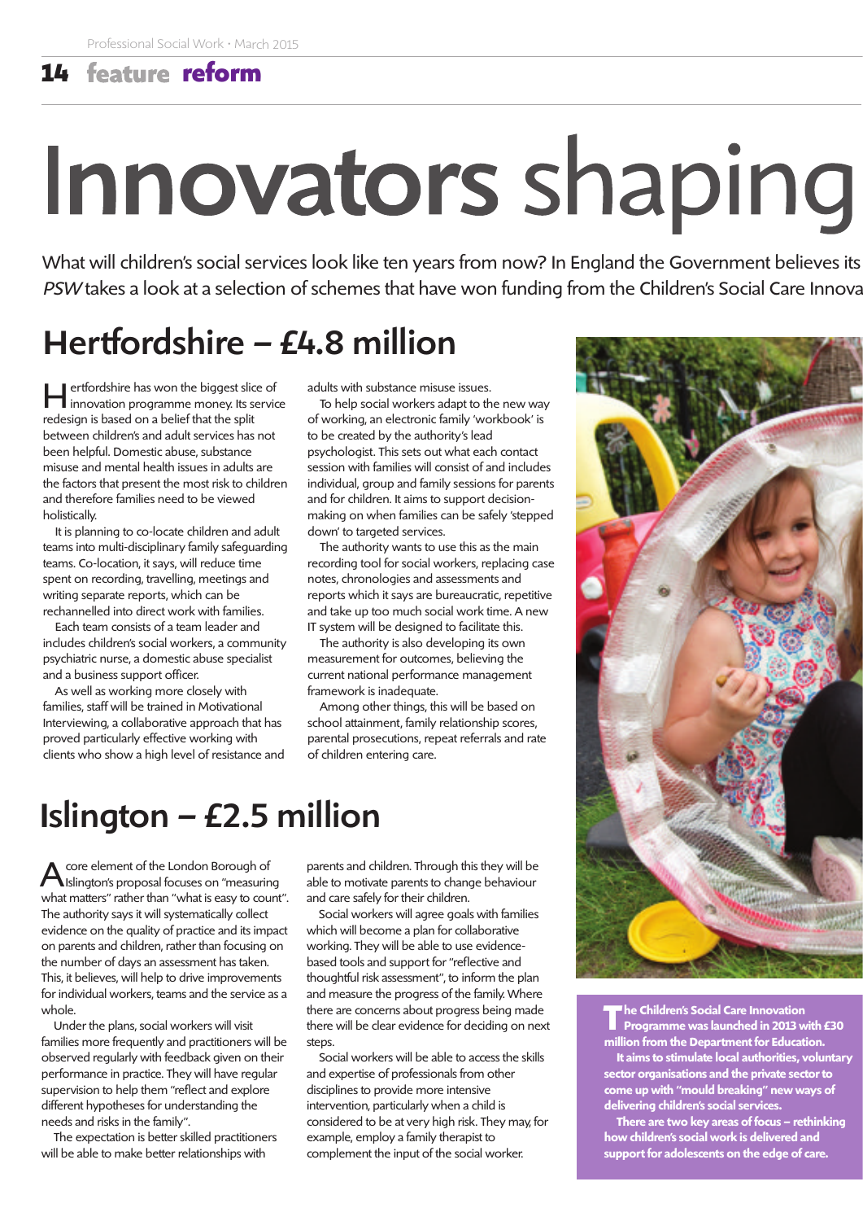# Innovators shaping

What will children's social services look like ten years from now? In England the Government believes its
*PSW* takes a look at a selection of schemes that have won funding from the Children's Social Care Innova

## Hertfordshire – £4.8 million

Hertfordshire has won the biggest slice of innovation programme money. Its service redesign is based on a belief that the split between children's and adult services has not been helpful. Domestic abuse, substance misuse and mental health issues in adults are the factors that present the most risk to children and therefore families need to be viewed holistically.

It is planning to co-locate children and adult teams into multi-disciplinary family safeguarding teams. Co-location, it says, will reduce time spent on recording, travelling, meetings and writing separate reports, which can be rechannelled into direct work with families.

Each team consists of a team leader and includes children's social workers, a community psychiatric nurse, a domestic abuse specialist and a business support officer.

As well as working more closely with families, staff will be trained in Motivational Interviewing, a collaborative approach that has proved particularly effective working with clients who show a high level of resistance and adults with substance misuse issues.

To help social workers adapt to the new way of working, an electronic family 'workbook' is to be created by the authority's lead psychologist. This sets out what each contact session with families will consist of and includes individual, group and family sessions for parents and for children. It aims to support decision-making on when families can be safely 'stepped down' to targeted services.

The authority wants to use this as the main recording tool for social workers, replacing case notes, chronologies and assessments and reports which it says are bureaucratic, repetitive and take up too much social work time. A new IT system will be designed to facilitate this.

The authority is also developing its own measurement for outcomes, believing the current national performance management framework is inadequate.

Among other things, this will be based on school attainment, family relationship scores, parental prosecutions, repeat referrals and rate of children entering care.

## Islington – £2.5 million

A core element of the London Borough of Islington's proposal focuses on "measuring what matters" rather than "what is easy to count". The authority says it will systematically collect evidence on the quality of practice and its impact on parents and children, rather than focusing on the number of days an assessment has taken. This, it believes, will help to drive improvements for individual workers, teams and the service as a whole.

Under the plans, social workers will visit families more frequently and practitioners will be observed regularly with feedback given on their performance in practice. They will have regular supervision to help them "reflect and explore different hypotheses for understanding the needs and risks in the family".

The expectation is better skilled practitioners will be able to make better relationships with parents and children. Through this they will be able to motivate parents to change behaviour and care safely for their children.

Social workers will agree goals with families which will become a plan for collaborative working. They will be able to use evidence-based tools and support for "reflective and thoughtful risk assessment", to inform the plan and measure the progress of the family. Where there are concerns about progress being made there will be clear evidence for deciding on next steps.

Social workers will be able to access the skills and expertise of professionals from other disciplines to provide more intensive intervention, particularly when a child is considered to be at very high risk. They may, for example, employ a family therapist to complement the input of the social worker.

**The Children's Social Care Innovation Programme was launched in 2013 with £30 million from the Department for Education.**

**It aims to stimulate local authorities, voluntary sector organisations and the private sector to come up with "mould breaking" new ways of delivering children's social services.**

**There are two key areas of focus – rethinking how children's social work is delivered and support for adolescents on the edge of care.**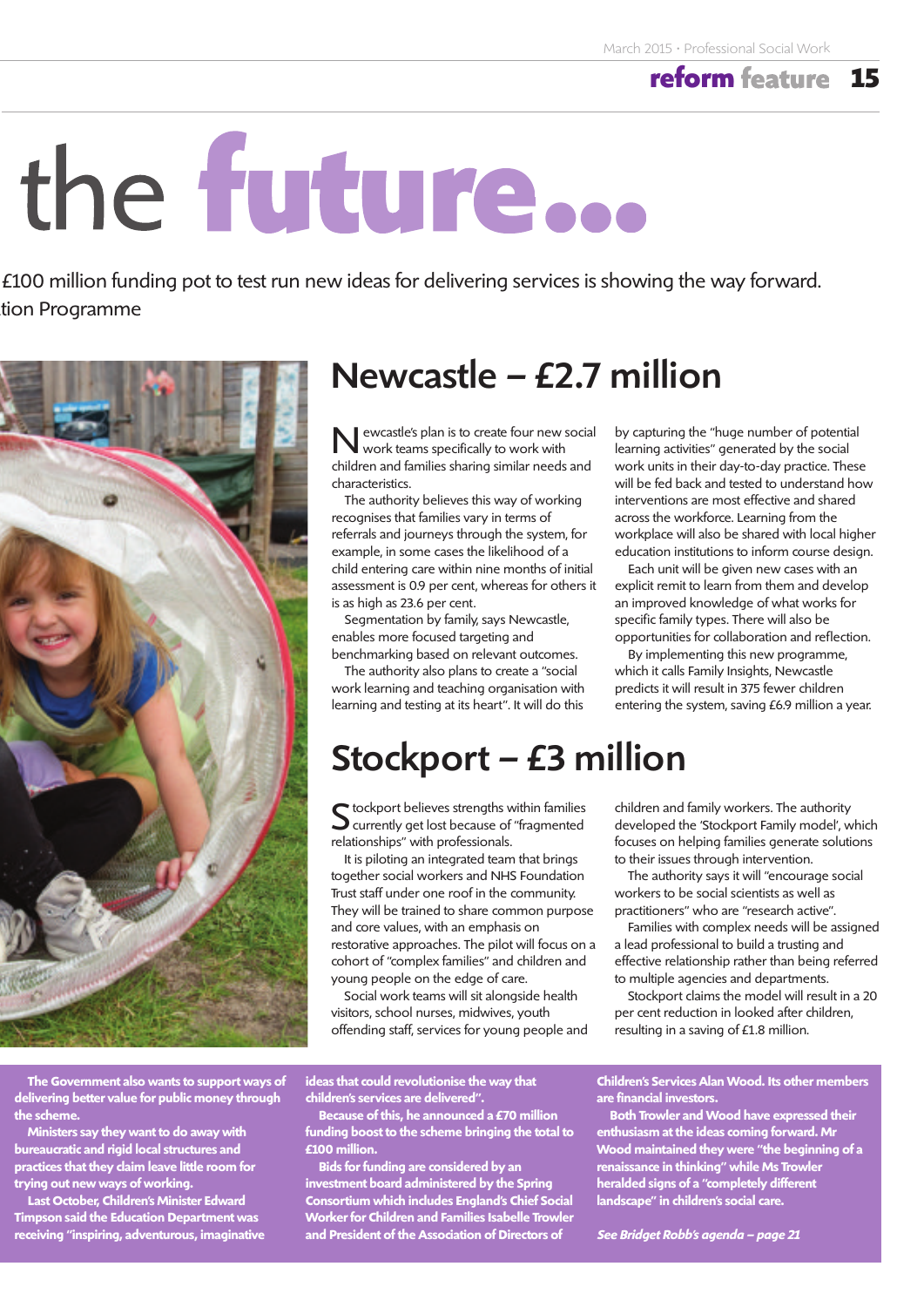# the future...

£100 million funding pot to test run new ideas for delivering services is showing the way forward.
tion Programme

## Newcastle – £2.7 million

Newcastle's plan is to create four new social work teams specifically to work with children and families sharing similar needs and characteristics.

The authority believes this way of working recognises that families vary in terms of referrals and journeys through the system, for example, in some cases the likelihood of a child entering care within nine months of initial assessment is 0.9 per cent, whereas for others it is as high as 23.6 per cent.

Segmentation by family, says Newcastle, enables more focused targeting and benchmarking based on relevant outcomes.

The authority also plans to create a "social work learning and teaching organisation with learning and testing at its heart". It will do this by capturing the "huge number of potential learning activities" generated by the social work units in their day-to-day practice. These will be fed back and tested to understand how interventions are most effective and shared across the workforce. Learning from the workplace will also be shared with local higher education institutions to inform course design.

Each unit will be given new cases with an explicit remit to learn from them and develop an improved knowledge of what works for specific family types. There will also be opportunities for collaboration and reflection.

By implementing this new programme, which it calls Family Insights, Newcastle predicts it will result in 375 fewer children entering the system, saving £6.9 million a year.

## Stockport – £3 million

Stockport believes strengths within families currently get lost because of "fragmented relationships" with professionals.

It is piloting an integrated team that brings together social workers and NHS Foundation Trust staff under one roof in the community. They will be trained to share common purpose and core values, with an emphasis on restorative approaches. The pilot will focus on a cohort of "complex families" and children and young people on the edge of care.

Social work teams will sit alongside health visitors, school nurses, midwives, youth offending staff, services for young people and children and family workers. The authority developed the 'Stockport Family model', which focuses on helping families generate solutions to their issues through intervention.

The authority says it will "encourage social workers to be social scientists as well as practitioners" who are "research active".

Families with complex needs will be assigned a lead professional to build a trusting and effective relationship rather than being referred to multiple agencies and departments.

Stockport claims the model will result in a 20 per cent reduction in looked after children, resulting in a saving of £1.8 million.

**The Government also wants to support ways of delivering better value for public money through the scheme.**

**Ministers say they want to do away with bureaucratic and rigid local structures and practices that they claim leave little room for trying out new ways of working.**

**Last October, Children's Minister Edward Timpson said the Education Department was receiving "inspiring, adventurous, imaginative ideas that could revolutionise the way that children's services are delivered".**

**Because of this, he announced a £70 million funding boost to the scheme bringing the total to £100 million.**

**Bids for funding are considered by an investment board administered by the Spring Consortium which includes England's Chief Social Worker for Children and Families Isabelle Trowler and President of the Association of Directors of Children's Services Alan Wood. Its other members are financial investors.**

**Both Trowler and Wood have expressed their enthusiasm at the ideas coming forward. Mr Wood maintained they were "the beginning of a renaissance in thinking" while Ms Trowler heralded signs of a "completely different landscape" in children's social care.**

***See Bridget Robb's agenda – page 21***